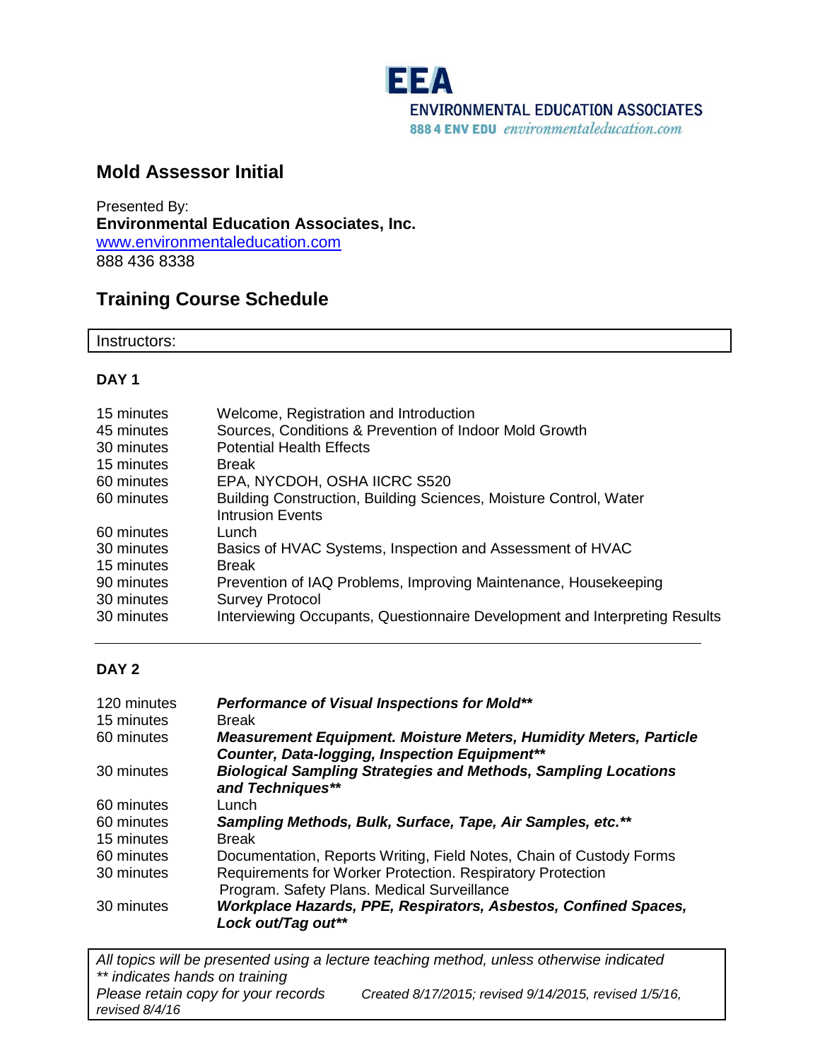**EEA**
ENVIRONMENTAL EDUCATION ASSOCIATES
888 4 ENV EDU *environmentaleducation.com*

## Mold Assessor Initial

Presented By:
**Environmental Education Associates, Inc.**
[www.environmentaleducation.com](http://www.environmentaleducation.com)
888 436 8338

## Training Course Schedule

Instructors:

### DAY 1

| | |
|---|---|
| 15 minutes | Welcome, Registration and Introduction |
| 45 minutes | Sources, Conditions & Prevention of Indoor Mold Growth |
| 30 minutes | Potential Health Effects |
| 15 minutes | Break |
| 60 minutes | EPA, NYCDOH, OSHA IICRC S520 |
| 60 minutes | Building Construction, Building Sciences, Moisture Control, Water Intrusion Events |
| 60 minutes | Lunch |
| 30 minutes | Basics of HVAC Systems, Inspection and Assessment of HVAC |
| 15 minutes | Break |
| 90 minutes | Prevention of IAQ Problems, Improving Maintenance, Housekeeping |
| 30 minutes | Survey Protocol |
| 30 minutes | Interviewing Occupants, Questionnaire Development and Interpreting Results |

---

### DAY 2

| | |
|---|---|
| 120 minutes | ***Performance of Visual Inspections for Mold**** |
| 15 minutes | Break |
| 60 minutes | ***Measurement Equipment. Moisture Meters, Humidity Meters, Particle Counter, Data-logging, Inspection Equipment**** |
| 30 minutes | ***Biological Sampling Strategies and Methods, Sampling Locations and Techniques**** |
| 60 minutes | Lunch |
| 60 minutes | ***Sampling Methods, Bulk, Surface, Tape, Air Samples, etc.**** |
| 15 minutes | Break |
| 60 minutes | Documentation, Reports Writing, Field Notes, Chain of Custody Forms |
| 30 minutes | Requirements for Worker Protection. Respiratory Protection Program. Safety Plans. Medical Surveillance |
| 30 minutes | ***Workplace Hazards, PPE, Respirators, Asbestos, Confined Spaces, Lock out/Tag out**** |

*All topics will be presented using a lecture teaching method, unless otherwise indicated*
*** indicates hands on training*
*Please retain copy for your records*  *Created 8/17/2015; revised 9/14/2015, revised 1/5/16, revised 8/4/16*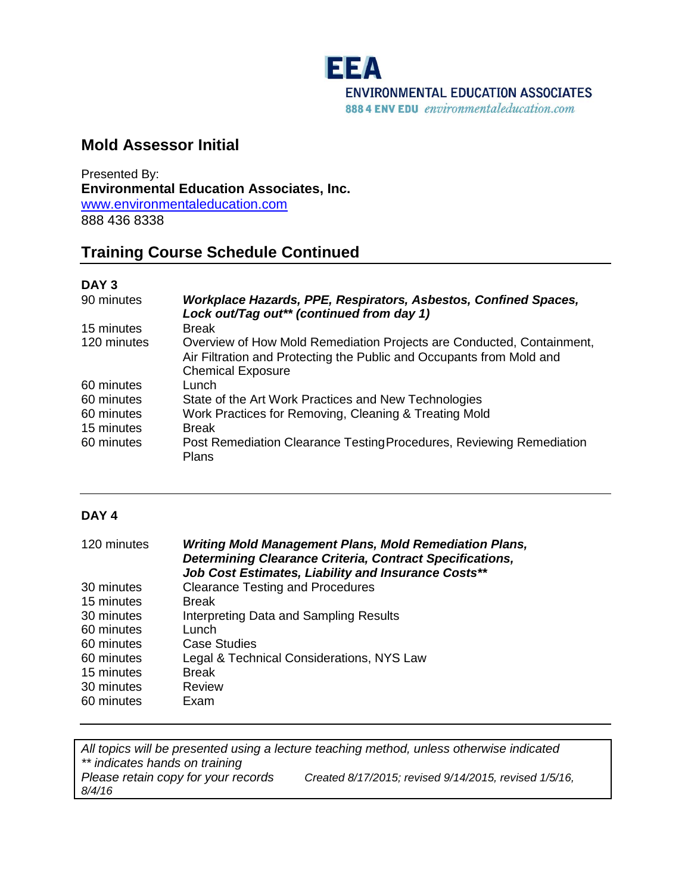EEA
ENVIRONMENTAL EDUCATION ASSOCIATES
888 4 ENV EDU environmentaleducation.com

## Mold Assessor Initial

Presented By:
**Environmental Education Associates, Inc.**
www.environmentaleducation.com
888 436 8338

## Training Course Schedule Continued

**DAY 3**

| | |
|---|---|
| 90 minutes | ***Workplace Hazards, PPE, Respirators, Asbestos, Confined Spaces, Lock out/Tag out** (continued from day 1)*** |
| 15 minutes | Break |
| 120 minutes | Overview of How Mold Remediation Projects are Conducted, Containment, Air Filtration and Protecting the Public and Occupants from Mold and Chemical Exposure |
| 60 minutes | Lunch |
| 60 minutes | State of the Art Work Practices and New Technologies |
| 60 minutes | Work Practices for Removing, Cleaning & Treating Mold |
| 15 minutes | Break |
| 60 minutes | Post Remediation Clearance Testing Procedures, Reviewing Remediation Plans |

**DAY 4**

| | |
|---|---|
| 120 minutes | ***Writing Mold Management Plans, Mold Remediation Plans, Determining Clearance Criteria, Contract Specifications, Job Cost Estimates, Liability and Insurance Costs**** |
| 30 minutes | Clearance Testing and Procedures |
| 15 minutes | Break |
| 30 minutes | Interpreting Data and Sampling Results |
| 60 minutes | Lunch |
| 60 minutes | Case Studies |
| 60 minutes | Legal & Technical Considerations, NYS Law |
| 15 minutes | Break |
| 30 minutes | Review |
| 60 minutes | Exam |

*All topics will be presented using a lecture teaching method, unless otherwise indicated*
*** indicates hands on training*
*Please retain copy for your records* *Created 8/17/2015; revised 9/14/2015, revised 1/5/16, 8/4/16*